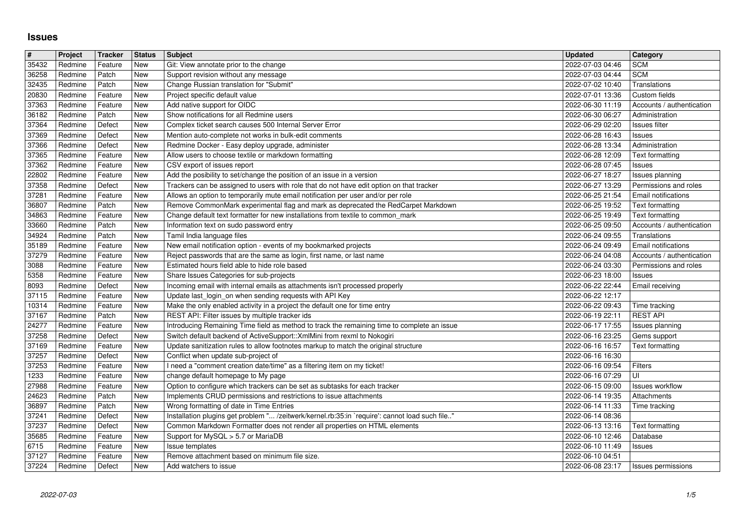# Issues

| # | Project | Tracker | Status | Subject | Updated | Category |
|---|---|---|---|---|---|---|
| 35432 | Redmine | Feature | New | Git: View annotate prior to the change | 2022-07-03 04:46 | SCM |
| 36258 | Redmine | Patch | New | Support revision without any message | 2022-07-03 04:44 | SCM |
| 32435 | Redmine | Patch | New | Change Russian translation for "Submit" | 2022-07-02 10:40 | Translations |
| 20830 | Redmine | Feature | New | Project specific default value | 2022-07-01 13:36 | Custom fields |
| 37363 | Redmine | Feature | New | Add native support for OIDC | 2022-06-30 11:19 | Accounts / authentication |
| 36182 | Redmine | Patch | New | Show notifications for all Redmine users | 2022-06-30 06:27 | Administration |
| 37364 | Redmine | Defect | New | Complex ticket search causes 500 Internal Server Error | 2022-06-29 02:20 | Issues filter |
| 37369 | Redmine | Defect | New | Mention auto-complete not works in bulk-edit comments | 2022-06-28 16:43 | Issues |
| 37366 | Redmine | Defect | New | Redmine Docker - Easy deploy upgrade, administer | 2022-06-28 13:34 | Administration |
| 37365 | Redmine | Feature | New | Allow users to choose textile or markdown formatting | 2022-06-28 12:09 | Text formatting |
| 37362 | Redmine | Feature | New | CSV export of issues report | 2022-06-28 07:45 | Issues |
| 22802 | Redmine | Feature | New | Add the posibility to set/change the position of an issue in a version | 2022-06-27 18:27 | Issues planning |
| 37358 | Redmine | Defect | New | Trackers can be assigned to users with role that do not have edit option on that tracker | 2022-06-27 13:29 | Permissions and roles |
| 37281 | Redmine | Feature | New | Allows an option to temporarily mute email notification per user and/or per role | 2022-06-25 21:54 | Email notifications |
| 36807 | Redmine | Patch | New | Remove CommonMark experimental flag and mark as deprecated the RedCarpet Markdown | 2022-06-25 19:52 | Text formatting |
| 34863 | Redmine | Feature | New | Change default text formatter for new installations from textile to common_mark | 2022-06-25 19:49 | Text formatting |
| 33660 | Redmine | Patch | New | Information text on sudo password entry | 2022-06-25 09:50 | Accounts / authentication |
| 34924 | Redmine | Patch | New | Tamil India language files | 2022-06-24 09:55 | Translations |
| 35189 | Redmine | Feature | New | New email notification option - events of my bookmarked projects | 2022-06-24 09:49 | Email notifications |
| 37279 | Redmine | Feature | New | Reject passwords that are the same as login, first name, or last name | 2022-06-24 04:08 | Accounts / authentication |
| 3088 | Redmine | Feature | New | Estimated hours field able to hide role based | 2022-06-24 03:30 | Permissions and roles |
| 5358 | Redmine | Feature | New | Share Issues Categories for sub-projects | 2022-06-23 18:00 | Issues |
| 8093 | Redmine | Defect | New | Incoming email with internal emails as attachments isn't processed properly | 2022-06-22 22:44 | Email receiving |
| 37115 | Redmine | Feature | New | Update last_login_on when sending requests with API Key | 2022-06-22 12:17 | |
| 10314 | Redmine | Feature | New | Make the only enabled activity in a project the default one for time entry | 2022-06-22 09:43 | Time tracking |
| 37167 | Redmine | Patch | New | REST API: Filter issues by multiple tracker ids | 2022-06-19 22:11 | REST API |
| 24277 | Redmine | Feature | New | Introducing Remaining Time field as method to track the remaining time to complete an issue | 2022-06-17 17:55 | Issues planning |
| 37258 | Redmine | Defect | New | Switch default backend of ActiveSupport::XmlMini from rexml to Nokogiri | 2022-06-16 23:25 | Gems support |
| 37169 | Redmine | Feature | New | Update sanitization rules to allow footnotes markup to match the original structure | 2022-06-16 16:57 | Text formatting |
| 37257 | Redmine | Defect | New | Conflict when update sub-project of | 2022-06-16 16:30 | |
| 37253 | Redmine | Feature | New | I need a "comment creation date/time" as a filtering item on my ticket! | 2022-06-16 09:54 | Filters |
| 1233 | Redmine | Feature | New | change default homepage to My page | 2022-06-16 07:29 | UI |
| 27988 | Redmine | Feature | New | Option to configure which trackers can be set as subtasks for each tracker | 2022-06-15 09:00 | Issues workflow |
| 24623 | Redmine | Patch | New | Implements CRUD permissions and restrictions to issue attachments | 2022-06-14 19:35 | Attachments |
| 36897 | Redmine | Patch | New | Wrong formatting of date in Time Entries | 2022-06-14 11:33 | Time tracking |
| 37241 | Redmine | Defect | New | Installation plugins get problem "... /zeitwerk/kernel.rb:35:in `require': cannot load such file.." | 2022-06-14 08:36 | |
| 37237 | Redmine | Defect | New | Common Markdown Formatter does not render all properties on HTML elements | 2022-06-13 13:16 | Text formatting |
| 35685 | Redmine | Feature | New | Support for MySQL > 5.7 or MariaDB | 2022-06-10 12:46 | Database |
| 6715 | Redmine | Feature | New | Issue templates | 2022-06-10 11:49 | Issues |
| 37127 | Redmine | Feature | New | Remove attachment based on minimum file size. | 2022-06-10 04:51 | |
| 37224 | Redmine | Defect | New | Add watchers to issue | 2022-06-08 23:17 | Issues permissions |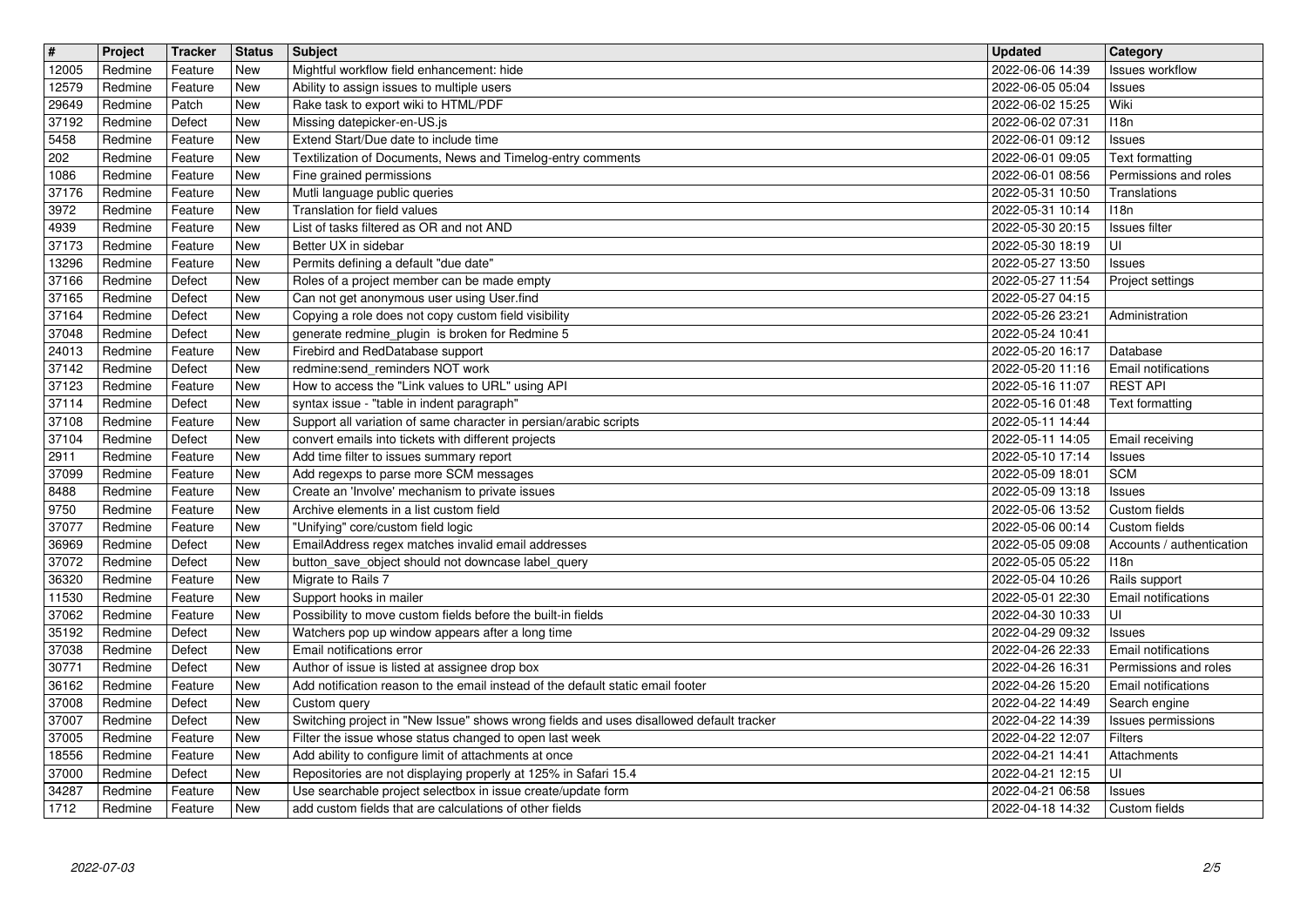| # | Project | Tracker | Status | Subject | Updated | Category |
|---|---|---|---|---|---|---|
| 12005 | Redmine | Feature | New | Mightful workflow field enhancement: hide | 2022-06-06 14:39 | Issues workflow |
| 12579 | Redmine | Feature | New | Ability to assign issues to multiple users | 2022-06-05 05:04 | Issues |
| 29649 | Redmine | Patch | New | Rake task to export wiki to HTML/PDF | 2022-06-02 15:25 | Wiki |
| 37192 | Redmine | Defect | New | Missing datepicker-en-US.js | 2022-06-02 07:31 | I18n |
| 5458 | Redmine | Feature | New | Extend Start/Due date to include time | 2022-06-01 09:12 | Issues |
| 202 | Redmine | Feature | New | Textilization of Documents, News and Timelog-entry comments | 2022-06-01 09:05 | Text formatting |
| 1086 | Redmine | Feature | New | Fine grained permissions | 2022-06-01 08:56 | Permissions and roles |
| 37176 | Redmine | Feature | New | Mutli language public queries | 2022-05-31 10:50 | Translations |
| 3972 | Redmine | Feature | New | Translation for field values | 2022-05-31 10:14 | I18n |
| 4939 | Redmine | Feature | New | List of tasks filtered as OR and not AND | 2022-05-30 20:15 | Issues filter |
| 37173 | Redmine | Feature | New | Better UX in sidebar | 2022-05-30 18:19 | UI |
| 13296 | Redmine | Feature | New | Permits defining a default "due date" | 2022-05-27 13:50 | Issues |
| 37166 | Redmine | Defect | New | Roles of a project member can be made empty | 2022-05-27 11:54 | Project settings |
| 37165 | Redmine | Defect | New | Can not get anonymous user using User.find | 2022-05-27 04:15 | |
| 37164 | Redmine | Defect | New | Copying a role does not copy custom field visibility | 2022-05-26 23:21 | Administration |
| 37048 | Redmine | Defect | New | generate redmine_plugin is broken for Redmine 5 | 2022-05-24 10:41 | |
| 24013 | Redmine | Feature | New | Firebird and RedDatabase support | 2022-05-20 16:17 | Database |
| 37142 | Redmine | Defect | New | redmine:send_reminders NOT work | 2022-05-20 11:16 | Email notifications |
| 37123 | Redmine | Feature | New | How to access the "Link values to URL" using API | 2022-05-16 11:07 | REST API |
| 37114 | Redmine | Defect | New | syntax issue - "table in indent paragraph" | 2022-05-16 01:48 | Text formatting |
| 37108 | Redmine | Feature | New | Support all variation of same character in persian/arabic scripts | 2022-05-11 14:44 | |
| 37104 | Redmine | Defect | New | convert emails into tickets with different projects | 2022-05-11 14:05 | Email receiving |
| 2911 | Redmine | Feature | New | Add time filter to issues summary report | 2022-05-10 17:14 | Issues |
| 37099 | Redmine | Feature | New | Add regexps to parse more SCM messages | 2022-05-09 18:01 | SCM |
| 8488 | Redmine | Feature | New | Create an 'Involve' mechanism to private issues | 2022-05-09 13:18 | Issues |
| 9750 | Redmine | Feature | New | Archive elements in a list custom field | 2022-05-06 13:52 | Custom fields |
| 37077 | Redmine | Feature | New | "Unifying" core/custom field logic | 2022-05-06 00:14 | Custom fields |
| 36969 | Redmine | Defect | New | EmailAddress regex matches invalid email addresses | 2022-05-05 09:08 | Accounts / authentication |
| 37072 | Redmine | Defect | New | button_save_object should not downcase label_query | 2022-05-05 05:22 | I18n |
| 36320 | Redmine | Feature | New | Migrate to Rails 7 | 2022-05-04 10:26 | Rails support |
| 11530 | Redmine | Feature | New | Support hooks in mailer | 2022-05-01 22:30 | Email notifications |
| 37062 | Redmine | Feature | New | Possibility to move custom fields before the built-in fields | 2022-04-30 10:33 | UI |
| 35192 | Redmine | Defect | New | Watchers pop up window appears after a long time | 2022-04-29 09:32 | Issues |
| 37038 | Redmine | Defect | New | Email notifications error | 2022-04-26 22:33 | Email notifications |
| 30771 | Redmine | Defect | New | Author of issue is listed at assignee drop box | 2022-04-26 16:31 | Permissions and roles |
| 36162 | Redmine | Feature | New | Add notification reason to the email instead of the default static email footer | 2022-04-26 15:20 | Email notifications |
| 37008 | Redmine | Defect | New | Custom query | 2022-04-22 14:49 | Search engine |
| 37007 | Redmine | Defect | New | Switching project in "New Issue" shows wrong fields and uses disallowed default tracker | 2022-04-22 14:39 | Issues permissions |
| 37005 | Redmine | Feature | New | Filter the issue whose status changed to open last week | 2022-04-22 12:07 | Filters |
| 18556 | Redmine | Feature | New | Add ability to configure limit of attachments at once | 2022-04-21 14:41 | Attachments |
| 37000 | Redmine | Defect | New | Repositories are not displaying properly at 125% in Safari 15.4 | 2022-04-21 12:15 | UI |
| 34287 | Redmine | Feature | New | Use searchable project selectbox in issue create/update form | 2022-04-21 06:58 | Issues |
| 1712 | Redmine | Feature | New | add custom fields that are calculations of other fields | 2022-04-18 14:32 | Custom fields |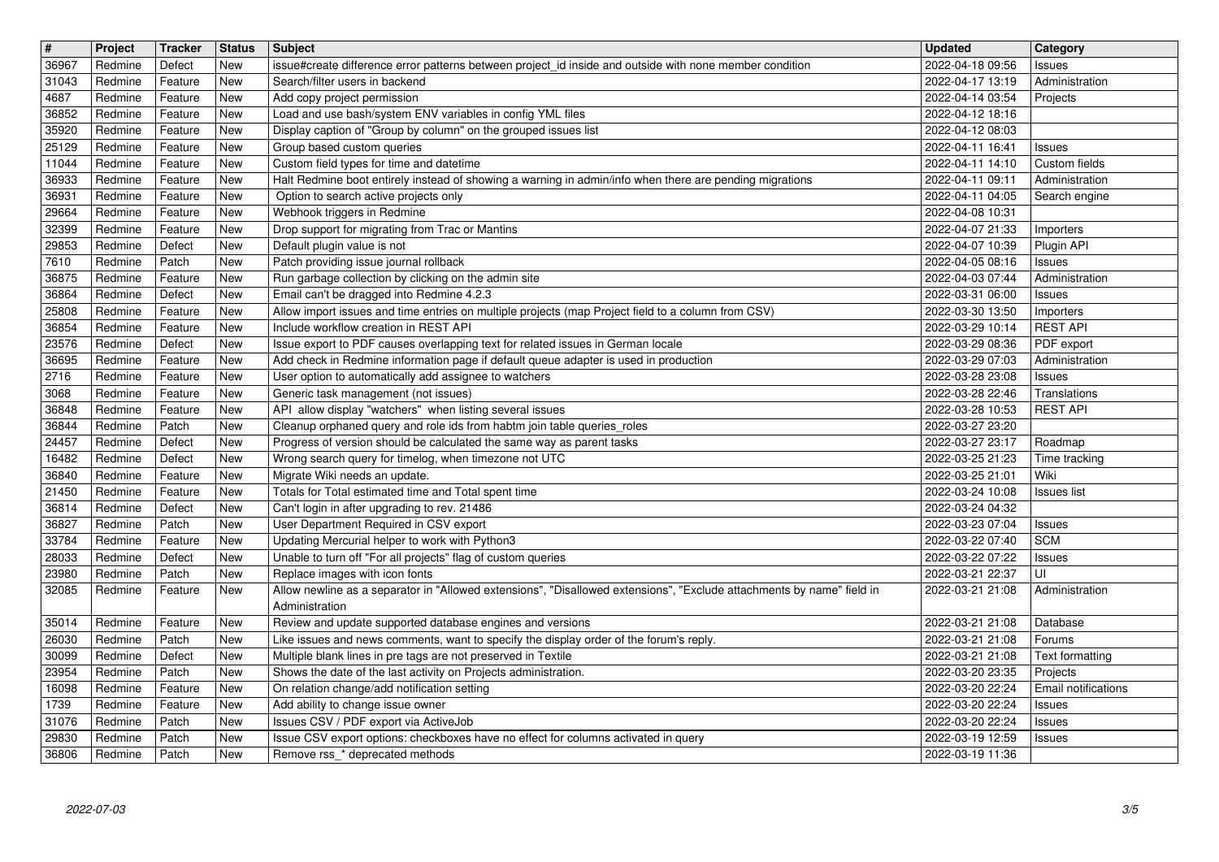| # | Project | Tracker | Status | Subject | Updated | Category |
|---|---|---|---|---|---|---|
| 36967 | Redmine | Defect | New | issue#create difference error patterns between project_id inside and outside with none member condition | 2022-04-18 09:56 | Issues |
| 31043 | Redmine | Feature | New | Search/filter users in backend | 2022-04-17 13:19 | Administration |
| 4687 | Redmine | Feature | New | Add copy project permission | 2022-04-14 03:54 | Projects |
| 36852 | Redmine | Feature | New | Load and use bash/system ENV variables in config YML files | 2022-04-12 18:16 | |
| 35920 | Redmine | Feature | New | Display caption of "Group by column" on the grouped issues list | 2022-04-12 08:03 | |
| 25129 | Redmine | Feature | New | Group based custom queries | 2022-04-11 16:41 | Issues |
| 11044 | Redmine | Feature | New | Custom field types for time and datetime | 2022-04-11 14:10 | Custom fields |
| 36933 | Redmine | Feature | New | Halt Redmine boot entirely instead of showing a warning in admin/info when there are pending migrations | 2022-04-11 09:11 | Administration |
| 36931 | Redmine | Feature | New | Option to search active projects only | 2022-04-11 04:05 | Search engine |
| 29664 | Redmine | Feature | New | Webhook triggers in Redmine | 2022-04-08 10:31 | |
| 32399 | Redmine | Feature | New | Drop support for migrating from Trac or Mantins | 2022-04-07 21:33 | Importers |
| 29853 | Redmine | Defect | New | Default plugin value is not | 2022-04-07 10:39 | Plugin API |
| 7610 | Redmine | Patch | New | Patch providing issue journal rollback | 2022-04-05 08:16 | Issues |
| 36875 | Redmine | Feature | New | Run garbage collection by clicking on the admin site | 2022-04-03 07:44 | Administration |
| 36864 | Redmine | Defect | New | Email can't be dragged into Redmine 4.2.3 | 2022-03-31 06:00 | Issues |
| 25808 | Redmine | Feature | New | Allow import issues and time entries on multiple projects (map Project field to a column from CSV) | 2022-03-30 13:50 | Importers |
| 36854 | Redmine | Feature | New | Include workflow creation in REST API | 2022-03-29 10:14 | REST API |
| 23576 | Redmine | Defect | New | Issue export to PDF causes overlapping text for related issues in German locale | 2022-03-29 08:36 | PDF export |
| 36695 | Redmine | Feature | New | Add check in Redmine information page if default queue adapter is used in production | 2022-03-29 07:03 | Administration |
| 2716 | Redmine | Feature | New | User option to automatically add assignee to watchers | 2022-03-28 23:08 | Issues |
| 3068 | Redmine | Feature | New | Generic task management (not issues) | 2022-03-28 22:46 | Translations |
| 36848 | Redmine | Feature | New | API allow display "watchers" when listing several issues | 2022-03-28 10:53 | REST API |
| 36844 | Redmine | Patch | New | Cleanup orphaned query and role ids from habtm join table queries_roles | 2022-03-27 23:20 | |
| 24457 | Redmine | Defect | New | Progress of version should be calculated the same way as parent tasks | 2022-03-27 23:17 | Roadmap |
| 16482 | Redmine | Defect | New | Wrong search query for timelog, when timezone not UTC | 2022-03-25 21:23 | Time tracking |
| 36840 | Redmine | Feature | New | Migrate Wiki needs an update. | 2022-03-25 21:01 | Wiki |
| 21450 | Redmine | Feature | New | Totals for Total estimated time and Total spent time | 2022-03-24 10:08 | Issues list |
| 36814 | Redmine | Defect | New | Can't login in after upgrading to rev. 21486 | 2022-03-24 04:32 | |
| 36827 | Redmine | Patch | New | User Department Required in CSV export | 2022-03-23 07:04 | Issues |
| 33784 | Redmine | Feature | New | Updating Mercurial helper to work with Python3 | 2022-03-22 07:40 | SCM |
| 28033 | Redmine | Defect | New | Unable to turn off "For all projects" flag of custom queries | 2022-03-22 07:22 | Issues |
| 23980 | Redmine | Patch | New | Replace images with icon fonts | 2022-03-21 22:37 | UI |
| 32085 | Redmine | Feature | New | Allow newline as a separator in "Allowed extensions", "Disallowed extensions", "Exclude attachments by name" field in Administration | 2022-03-21 21:08 | Administration |
| 35014 | Redmine | Feature | New | Review and update supported database engines and versions | 2022-03-21 21:08 | Database |
| 26030 | Redmine | Patch | New | Like issues and news comments, want to specify the display order of the forum's reply. | 2022-03-21 21:08 | Forums |
| 30099 | Redmine | Defect | New | Multiple blank lines in pre tags are not preserved in Textile | 2022-03-21 21:08 | Text formatting |
| 23954 | Redmine | Patch | New | Shows the date of the last activity on Projects administration. | 2022-03-20 23:35 | Projects |
| 16098 | Redmine | Feature | New | On relation change/add notification setting | 2022-03-20 22:24 | Email notifications |
| 1739 | Redmine | Feature | New | Add ability to change issue owner | 2022-03-20 22:24 | Issues |
| 31076 | Redmine | Patch | New | Issues CSV / PDF export via ActiveJob | 2022-03-20 22:24 | Issues |
| 29830 | Redmine | Patch | New | Issue CSV export options: checkboxes have no effect for columns activated in query | 2022-03-19 12:59 | Issues |
| 36806 | Redmine | Patch | New | Remove rss_* deprecated methods | 2022-03-19 11:36 | |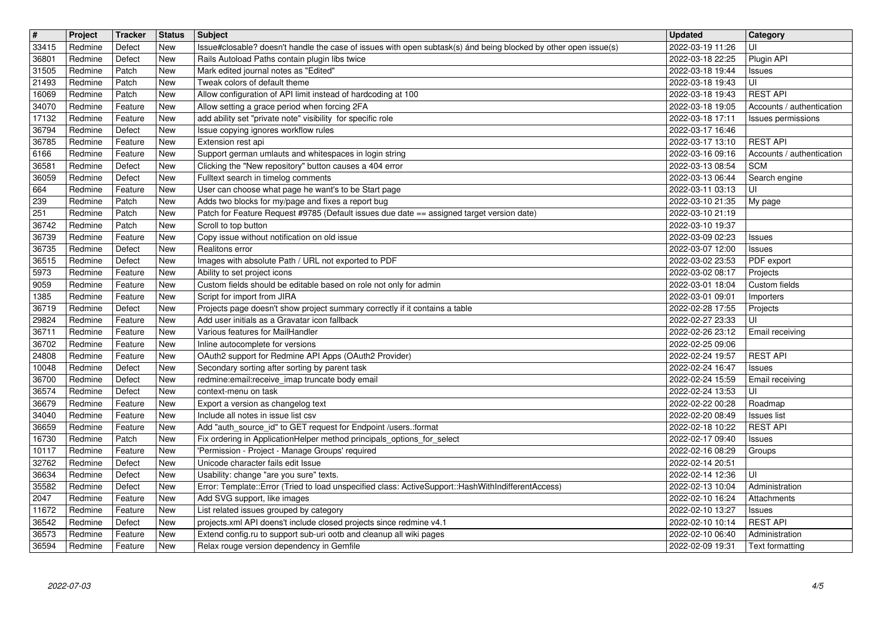| # | Project | Tracker | Status | Subject | Updated | Category |
|---|---|---|---|---|---|---|
| 33415 | Redmine | Defect | New | Issue#closable? doesn't handle the case of issues with open subtask(s) ánd being blocked by other open issue(s) | 2022-03-19 11:26 | UI |
| 36801 | Redmine | Defect | New | Rails Autoload Paths contain plugin libs twice | 2022-03-18 22:25 | Plugin API |
| 31505 | Redmine | Patch | New | Mark edited journal notes as "Edited" | 2022-03-18 19:44 | Issues |
| 21493 | Redmine | Patch | New | Tweak colors of default theme | 2022-03-18 19:43 | UI |
| 16069 | Redmine | Patch | New | Allow configuration of API limit instead of hardcoding at 100 | 2022-03-18 19:43 | REST API |
| 34070 | Redmine | Feature | New | Allow setting a grace period when forcing 2FA | 2022-03-18 19:05 | Accounts / authentication |
| 17132 | Redmine | Feature | New | add ability set "private note" visibility for specific role | 2022-03-18 17:11 | Issues permissions |
| 36794 | Redmine | Defect | New | Issue copying ignores workflow rules | 2022-03-17 16:46 | |
| 36785 | Redmine | Feature | New | Extension rest api | 2022-03-17 13:10 | REST API |
| 6166 | Redmine | Feature | New | Support german umlauts and whitespaces in login string | 2022-03-16 09:16 | Accounts / authentication |
| 36581 | Redmine | Defect | New | Clicking the "New repository" button causes a 404 error | 2022-03-13 08:54 | SCM |
| 36059 | Redmine | Defect | New | Fulltext search in timelog comments | 2022-03-13 06:44 | Search engine |
| 664 | Redmine | Feature | New | User can choose what page he want's to be Start page | 2022-03-11 03:13 | UI |
| 239 | Redmine | Patch | New | Adds two blocks for my/page and fixes a report bug | 2022-03-10 21:35 | My page |
| 251 | Redmine | Patch | New | Patch for Feature Request #9785 (Default issues due date == assigned target version date) | 2022-03-10 21:19 | |
| 36742 | Redmine | Patch | New | Scroll to top button | 2022-03-10 19:37 | |
| 36739 | Redmine | Feature | New | Copy issue without notification on old issue | 2022-03-09 02:23 | Issues |
| 36735 | Redmine | Defect | New | Realitons error | 2022-03-07 12:00 | Issues |
| 36515 | Redmine | Defect | New | Images with absolute Path / URL not exported to PDF | 2022-03-02 23:53 | PDF export |
| 5973 | Redmine | Feature | New | Ability to set project icons | 2022-03-02 08:17 | Projects |
| 9059 | Redmine | Feature | New | Custom fields should be editable based on role not only for admin | 2022-03-01 18:04 | Custom fields |
| 1385 | Redmine | Feature | New | Script for import from JIRA | 2022-03-01 09:01 | Importers |
| 36719 | Redmine | Defect | New | Projects page doesn't show project summary correctly if it contains a table | 2022-02-28 17:55 | Projects |
| 29824 | Redmine | Feature | New | Add user initials as a Gravatar icon fallback | 2022-02-27 23:33 | UI |
| 36711 | Redmine | Feature | New | Various features for MailHandler | 2022-02-26 23:12 | Email receiving |
| 36702 | Redmine | Feature | New | Inline autocomplete for versions | 2022-02-25 09:06 | |
| 24808 | Redmine | Feature | New | OAuth2 support for Redmine API Apps (OAuth2 Provider) | 2022-02-24 19:57 | REST API |
| 10048 | Redmine | Defect | New | Secondary sorting after sorting by parent task | 2022-02-24 16:47 | Issues |
| 36700 | Redmine | Defect | New | redmine:email:receive_imap truncate body email | 2022-02-24 15:59 | Email receiving |
| 36574 | Redmine | Defect | New | context-menu on task | 2022-02-24 13:53 | UI |
| 36679 | Redmine | Feature | New | Export a version as changelog text | 2022-02-22 00:28 | Roadmap |
| 34040 | Redmine | Feature | New | Include all notes in issue list csv | 2022-02-20 08:49 | Issues list |
| 36659 | Redmine | Feature | New | Add "auth_source_id" to GET request for Endpoint /users.:format | 2022-02-18 10:22 | REST API |
| 16730 | Redmine | Patch | New | Fix ordering in ApplicationHelper method principals_options_for_select | 2022-02-17 09:40 | Issues |
| 10117 | Redmine | Feature | New | 'Permission - Project - Manage Groups' required | 2022-02-16 08:29 | Groups |
| 32762 | Redmine | Defect | New | Unicode character fails edit Issue | 2022-02-14 20:51 | |
| 36634 | Redmine | Defect | New | Usability: change "are you sure" texts. | 2022-02-14 12:36 | UI |
| 35582 | Redmine | Defect | New | Error: Template::Error (Tried to load unspecified class: ActiveSupport::HashWithIndifferentAccess) | 2022-02-13 10:04 | Administration |
| 2047 | Redmine | Feature | New | Add SVG support, like images | 2022-02-10 16:24 | Attachments |
| 11672 | Redmine | Feature | New | List related issues grouped by category | 2022-02-10 13:27 | Issues |
| 36542 | Redmine | Defect | New | projects.xml API doens't include closed projects since redmine v4.1 | 2022-02-10 10:14 | REST API |
| 36573 | Redmine | Feature | New | Extend config.ru to support sub-uri ootb and cleanup all wiki pages | 2022-02-10 06:40 | Administration |
| 36594 | Redmine | Feature | New | Relax rouge version dependency in Gemfile | 2022-02-09 19:31 | Text formatting |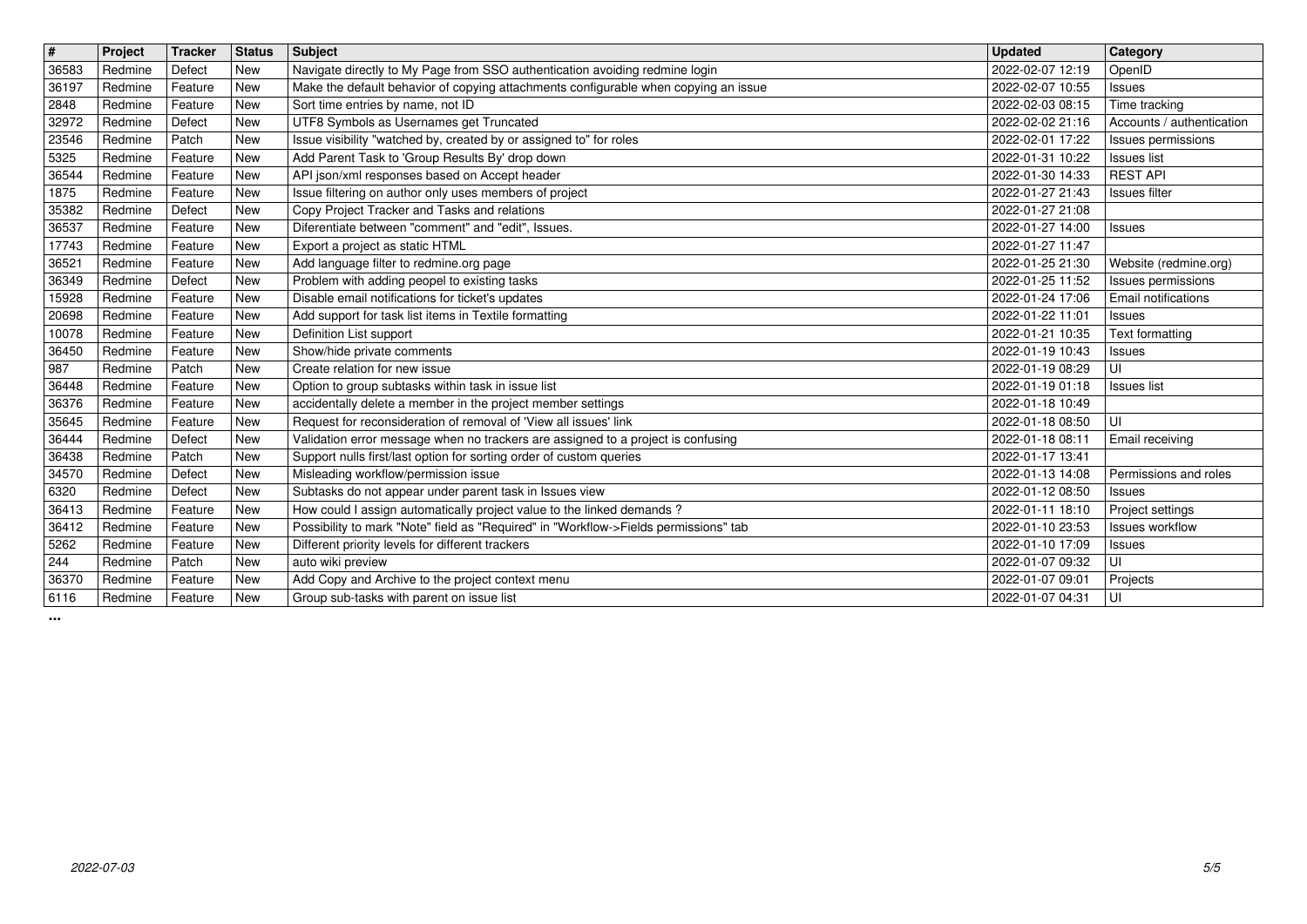| # | Project | Tracker | Status | Subject | Updated | Category |
| --- | --- | --- | --- | --- | --- | --- |
| 36583 | Redmine | Defect | New | Navigate directly to My Page from SSO authentication avoiding redmine login | 2022-02-07 12:19 | OpenID |
| 36197 | Redmine | Feature | New | Make the default behavior of copying attachments configurable when copying an issue | 2022-02-07 10:55 | Issues |
| 2848 | Redmine | Feature | New | Sort time entries by name, not ID | 2022-02-03 08:15 | Time tracking |
| 32972 | Redmine | Defect | New | UTF8 Symbols as Usernames get Truncated | 2022-02-02 21:16 | Accounts / authentication |
| 23546 | Redmine | Patch | New | Issue visibility "watched by, created by or assigned to" for roles | 2022-02-01 17:22 | Issues permissions |
| 5325 | Redmine | Feature | New | Add Parent Task to 'Group Results By' drop down | 2022-01-31 10:22 | Issues list |
| 36544 | Redmine | Feature | New | API json/xml responses based on Accept header | 2022-01-30 14:33 | REST API |
| 1875 | Redmine | Feature | New | Issue filtering on author only uses members of project | 2022-01-27 21:43 | Issues filter |
| 35382 | Redmine | Defect | New | Copy Project Tracker and Tasks and relations | 2022-01-27 21:08 | |
| 36537 | Redmine | Feature | New | Diferentiate between "comment" and "edit", Issues. | 2022-01-27 14:00 | Issues |
| 17743 | Redmine | Feature | New | Export a project as static HTML | 2022-01-27 11:47 | |
| 36521 | Redmine | Feature | New | Add language filter to redmine.org page | 2022-01-25 21:30 | Website (redmine.org) |
| 36349 | Redmine | Defect | New | Problem with adding peopel to existing tasks | 2022-01-25 11:52 | Issues permissions |
| 15928 | Redmine | Feature | New | Disable email notifications for ticket's updates | 2022-01-24 17:06 | Email notifications |
| 20698 | Redmine | Feature | New | Add support for task list items in Textile formatting | 2022-01-22 11:01 | Issues |
| 10078 | Redmine | Feature | New | Definition List support | 2022-01-21 10:35 | Text formatting |
| 36450 | Redmine | Feature | New | Show/hide private comments | 2022-01-19 10:43 | Issues |
| 987 | Redmine | Patch | New | Create relation for new issue | 2022-01-19 08:29 | UI |
| 36448 | Redmine | Feature | New | Option to group subtasks within task in issue list | 2022-01-19 01:18 | Issues list |
| 36376 | Redmine | Feature | New | accidentally delete a member in the project member settings | 2022-01-18 10:49 | |
| 35645 | Redmine | Feature | New | Request for reconsideration of removal of 'View all issues' link | 2022-01-18 08:50 | UI |
| 36444 | Redmine | Defect | New | Validation error message when no trackers are assigned to a project is confusing | 2022-01-18 08:11 | Email receiving |
| 36438 | Redmine | Patch | New | Support nulls first/last option for sorting order of custom queries | 2022-01-17 13:41 | |
| 34570 | Redmine | Defect | New | Misleading workflow/permission issue | 2022-01-13 14:08 | Permissions and roles |
| 6320 | Redmine | Defect | New | Subtasks do not appear under parent task in Issues view | 2022-01-12 08:50 | Issues |
| 36413 | Redmine | Feature | New | How could I assign automatically project value to the linked demands ? | 2022-01-11 18:10 | Project settings |
| 36412 | Redmine | Feature | New | Possibility to mark "Note" field as "Required" in "Workflow->Fields permissions" tab | 2022-01-10 23:53 | Issues workflow |
| 5262 | Redmine | Feature | New | Different priority levels for different trackers | 2022-01-10 17:09 | Issues |
| 244 | Redmine | Patch | New | auto wiki preview | 2022-01-07 09:32 | UI |
| 36370 | Redmine | Feature | New | Add Copy and Archive to the project context menu | 2022-01-07 09:01 | Projects |
| 6116 | Redmine | Feature | New | Group sub-tasks with parent on issue list | 2022-01-07 04:31 | UI |

...